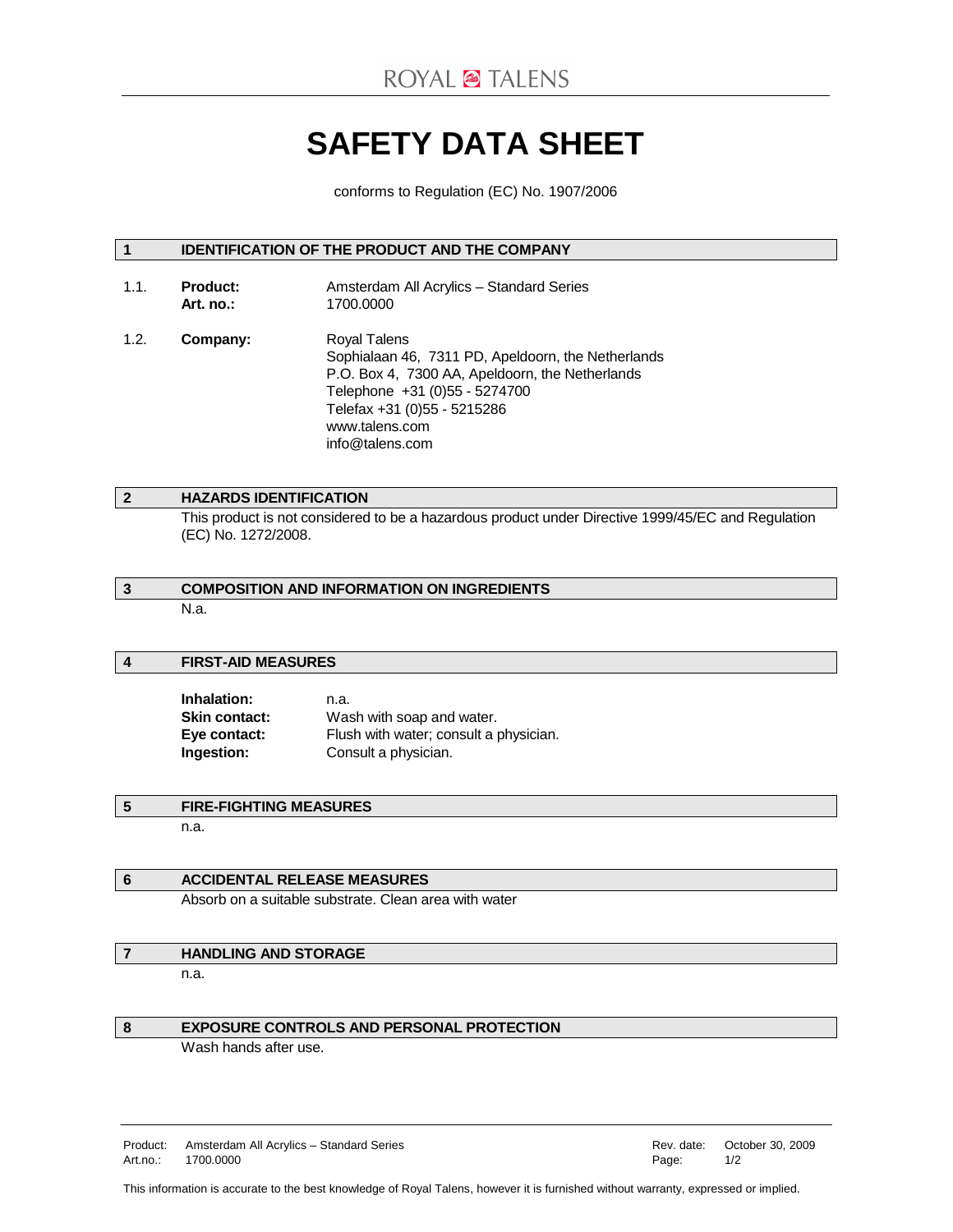ROYAL TALENS

# SAFETY DATA SHEET

conforms to Regulation (EC) No. 1907/2006

## 1 IDENTIFICATION OF THE PRODUCT AND THE COMPANY

1.1. **Product:** Amsterdam All Acrylics – Standard Series
**Art. no.:** 1700.0000

1.2. **Company:** Royal Talens
Sophialaan 46, 7311 PD, Apeldoorn, the Netherlands
P.O. Box 4, 7300 AA, Apeldoorn, the Netherlands
Telephone +31 (0)55 - 5274700
Telefax +31 (0)55 - 5215286
www.talens.com
info@talens.com

## 2 HAZARDS IDENTIFICATION

This product is not considered to be a hazardous product under Directive 1999/45/EC and Regulation (EC) No. 1272/2008.

## 3 COMPOSITION AND INFORMATION ON INGREDIENTS

N.a.

## 4 FIRST-AID MEASURES

**Inhalation:** n.a.
**Skin contact:** Wash with soap and water.
**Eye contact:** Flush with water; consult a physician.
**Ingestion:** Consult a physician.

## 5 FIRE-FIGHTING MEASURES

n.a.

## 6 ACCIDENTAL RELEASE MEASURES

Absorb on a suitable substrate. Clean area with water

## 7 HANDLING AND STORAGE

n.a.

## 8 EXPOSURE CONTROLS AND PERSONAL PROTECTION

Wash hands after use.

Product: Amsterdam All Acrylics – Standard Series
Art.no.: 1700.0000
Rev. date: October 30, 2009

This information is accurate to the best knowledge of Royal Talens, however it is furnished without warranty, expressed or implied.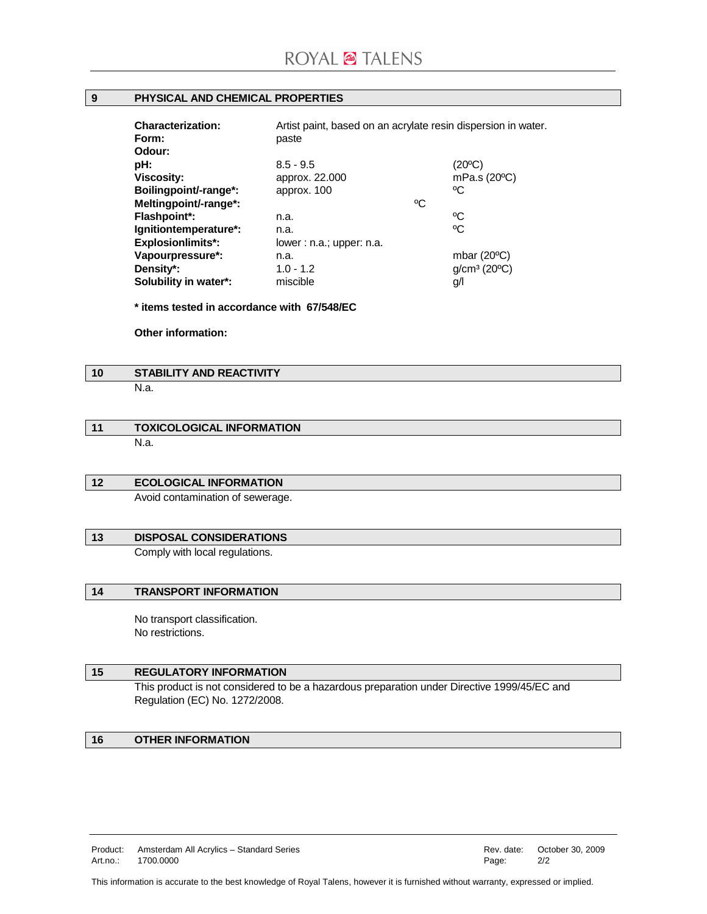## 9 PHYSICAL AND CHEMICAL PROPERTIES

| | | |
|---|---|---|
| **Characterization:** | Artist paint, based on an acrylate resin dispersion in water. | |
| **Form:** | paste | |
| **Odour:** | | |
| **pH:** | 8.5 - 9.5 | (20ºC) |
| **Viscosity:** | approx. 22.000 | mPa.s (20ºC) |
| **Boilingpoint/-range*:** | approx. 100 | ºC |
| **Meltingpoint/-range*:** | | ºC |
| **Flashpoint*:** | n.a. | ºC |
| **Ignitiontemperature*:** | n.a. | ºC |
| **Explosionlimits*:** | lower : n.a.; upper: n.a. | |
| **Vapourpressure*:** | n.a. | mbar (20ºC) |
| **Density*:** | 1.0 - 1.2 | $g/cm^3$ (20ºC) |
| **Solubility in water*:** | miscible | g/l |

**\* items tested in accordance with 67/548/EC**

**Other information:**

## 10 STABILITY AND REACTIVITY

N.a.

## 11 TOXICOLOGICAL INFORMATION

N.a.

## 12 ECOLOGICAL INFORMATION

Avoid contamination of sewerage.

## 13 DISPOSAL CONSIDERATIONS

Comply with local regulations.

## 14 TRANSPORT INFORMATION

No transport classification.
No restrictions.

## 15 REGULATORY INFORMATION

This product is not considered to be a hazardous preparation under Directive 1999/45/EC and Regulation (EC) No. 1272/2008.

## 16 OTHER INFORMATION

Product: Amsterdam All Acrylics – Standard Series
Art.no.: 1700.0000

Rev. date: October 30, 2009

This information is accurate to the best knowledge of Royal Talens, however it is furnished without warranty, expressed or implied.